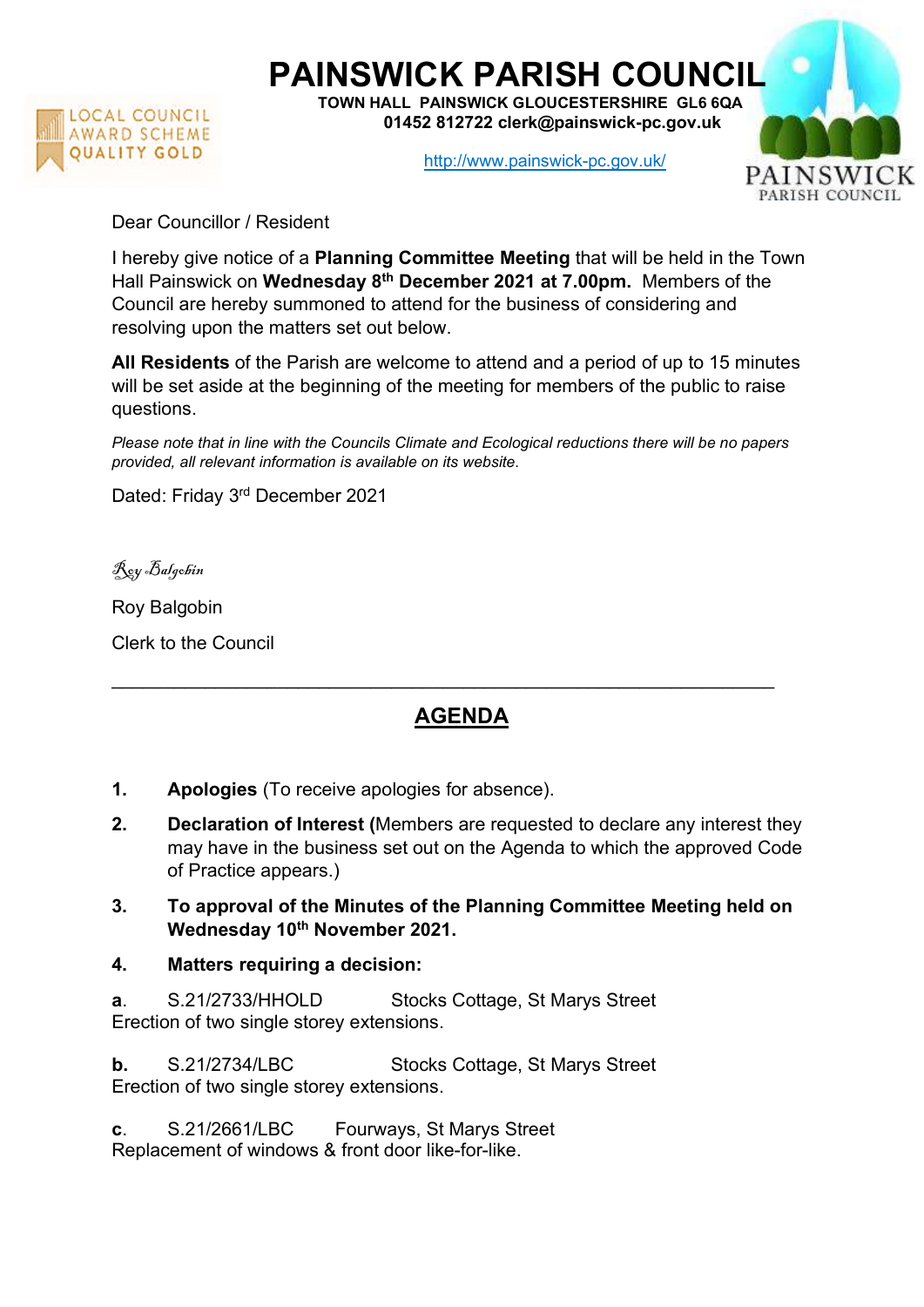# PAINSWICK PARISH COUNCIL

**TOWN HALL PAINSWICK GLOUCESTERSHIRE GL6 6QA**
**01452 812722 clerk@painswick-pc.gov.uk**

http://www.painswick-pc.gov.uk/

LOCAL COUNCIL AWARD SCHEME QUALITY GOLD

PAINSWICK PARISH COUNCIL

Dear Councillor / Resident

I hereby give notice of a **Planning Committee Meeting** that will be held in the Town Hall Painswick on **Wednesday 8th December 2021 at 7.00pm.** Members of the Council are hereby summoned to attend for the business of considering and resolving upon the matters set out below.

**All Residents** of the Parish are welcome to attend and a period of up to 15 minutes will be set aside at the beginning of the meeting for members of the public to raise questions.

*Please note that in line with the Councils Climate and Ecological reductions there will be no papers provided, all relevant information is available on its website.*

Dated: Friday 3rd December 2021

*Roy Balgobin*

Roy Balgobin

Clerk to the Council

---

## AGENDA

1. **Apologies** (To receive apologies for absence).
2. **Declaration of Interest (**Members are requested to declare any interest they may have in the business set out on the Agenda to which the approved Code of Practice appears.)
3. **To approval of the Minutes of the Planning Committee Meeting held on Wednesday 10th November 2021.**
4. **Matters requiring a decision:**

**a**. S.21/2733/HHOLD Stocks Cottage, St Marys Street
Erection of two single storey extensions.

**b.** S.21/2734/LBC Stocks Cottage, St Marys Street
Erection of two single storey extensions.

**c**. S.21/2661/LBC Fourways, St Marys Street
Replacement of windows & front door like-for-like.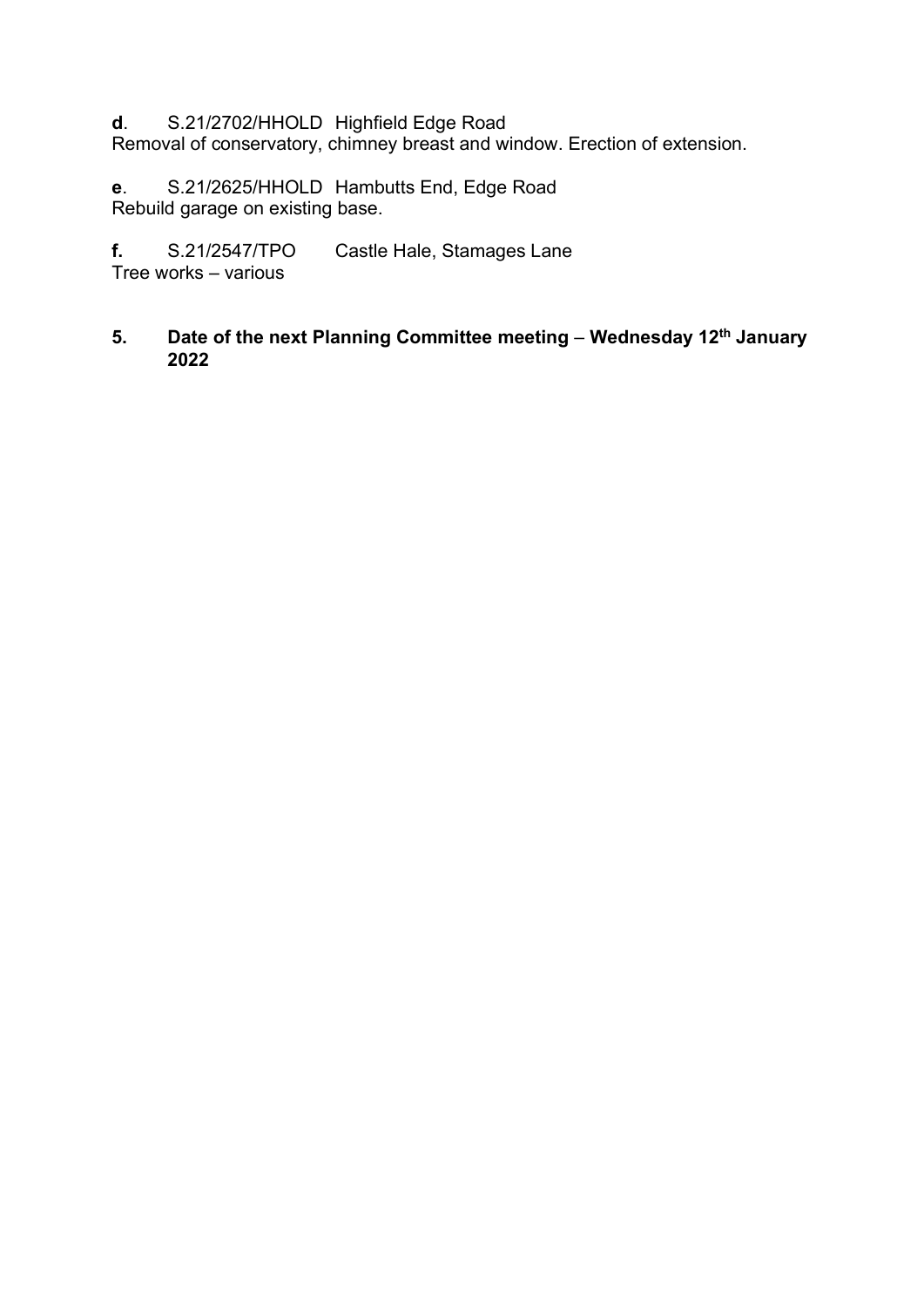**d**. S.21/2702/HHOLD Highfield Edge Road
Removal of conservatory, chimney breast and window. Erection of extension.

**e**. S.21/2625/HHOLD Hambutts End, Edge Road
Rebuild garage on existing base.

**f.** S.21/2547/TPO Castle Hale, Stamages Lane
Tree works – various

**5. Date of the next Planning Committee meeting – Wednesday 12th January 2022**